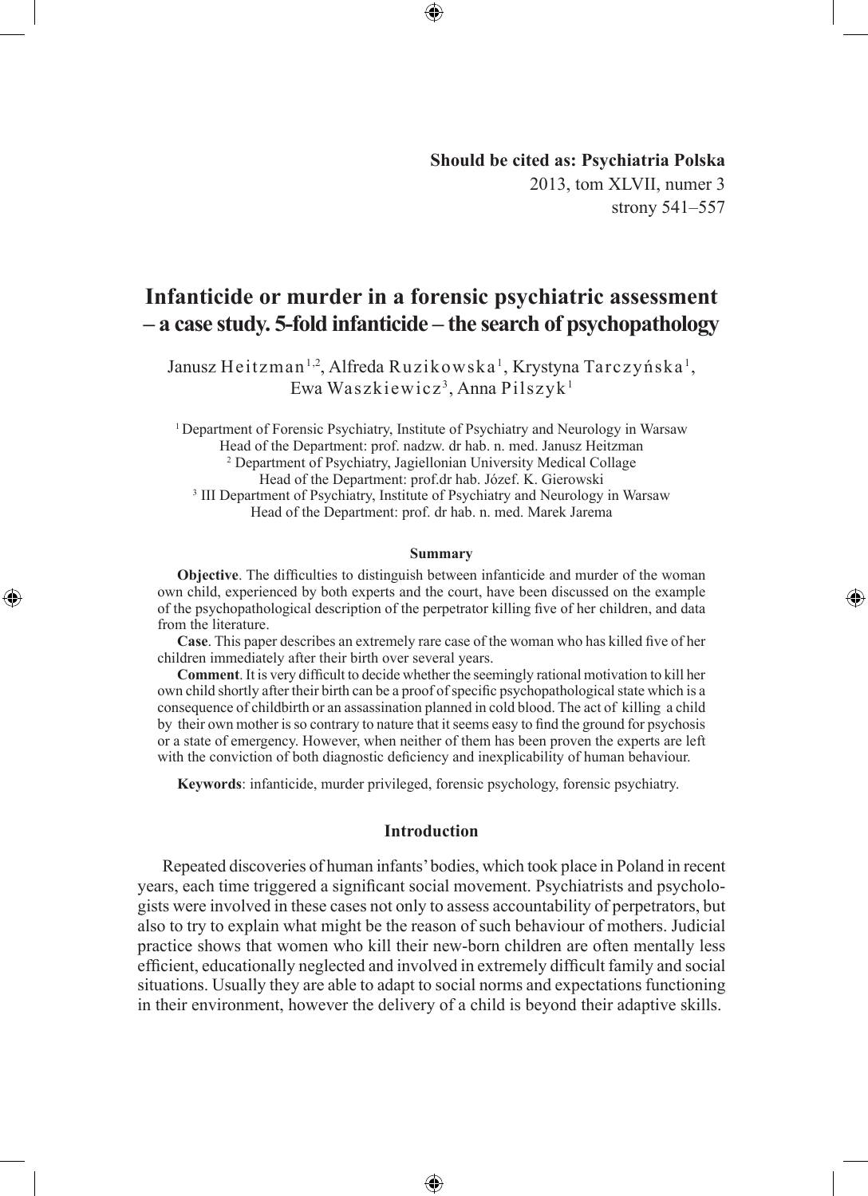**Should be cited as: Psychiatria Polska**
2013, tom XLVII, numer 3
strony 541–557

# Infanticide or murder in a forensic psychiatric assessment – a case study. 5-fold infanticide – the search of psychopathology

Janusz Heitzman[1,2], Alfreda Ruzikowska[1], Krystyna Tarczyńska[1], Ewa Waszkiewicz[3], Anna Pilszyk[1]

[1] Department of Forensic Psychiatry, Institute of Psychiatry and Neurology in Warsaw
Head of the Department: prof. nadzw. dr hab. n. med. Janusz Heitzman
[2] Department of Psychiatry, Jagiellonian University Medical Collage
Head of the Department: prof.dr hab. Józef. K. Gierowski
[3] III Department of Psychiatry, Institute of Psychiatry and Neurology in Warsaw
Head of the Department: prof. dr hab. n. med. Marek Jarema

### Summary

**Objective**. The difficulties to distinguish between infanticide and murder of the woman own child, experienced by both experts and the court, have been discussed on the example of the psychopathological description of the perpetrator killing five of her children, and data from the literature.

**Case**. This paper describes an extremely rare case of the woman who has killed five of her children immediately after their birth over several years.

**Comment**. It is very difficult to decide whether the seemingly rational motivation to kill her own child shortly after their birth can be a proof of specific psychopathological state which is a consequence of childbirth or an assassination planned in cold blood. The act of killing a child by their own mother is so contrary to nature that it seems easy to find the ground for psychosis or a state of emergency. However, when neither of them has been proven the experts are left with the conviction of both diagnostic deficiency and inexplicability of human behaviour.

**Keywords**: infanticide, murder privileged, forensic psychology, forensic psychiatry.

## Introduction

Repeated discoveries of human infants' bodies, which took place in Poland in recent years, each time triggered a significant social movement. Psychiatrists and psychologists were involved in these cases not only to assess accountability of perpetrators, but also to try to explain what might be the reason of such behaviour of mothers. Judicial practice shows that women who kill their new-born children are often mentally less efficient, educationally neglected and involved in extremely difficult family and social situations. Usually they are able to adapt to social norms and expectations functioning in their environment, however the delivery of a child is beyond their adaptive skills.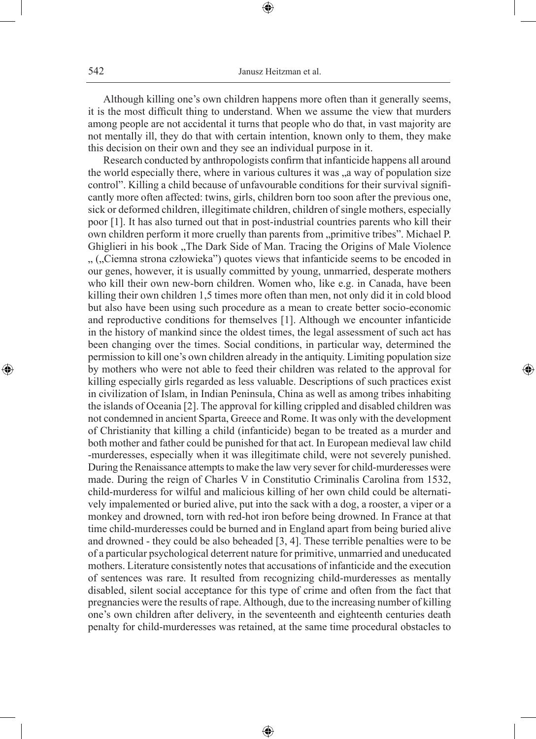Although killing one's own children happens more often than it generally seems, it is the most difficult thing to understand. When we assume the view that murders among people are not accidental it turns that people who do that, in vast majority are not mentally ill, they do that with certain intention, known only to them, they make this decision on their own and they see an individual purpose in it.

Research conducted by anthropologists confirm that infanticide happens all around the world especially there, where in various cultures it was „a way of population size control". Killing a child because of unfavourable conditions for their survival significantly more often affected: twins, girls, children born too soon after the previous one, sick or deformed children, illegitimate children, children of single mothers, especially poor [1]. It has also turned out that in post-industrial countries parents who kill their own children perform it more cruelly than parents from „primitive tribes". Michael P. Ghiglieri in his book „The Dark Side of Man. Tracing the Origins of Male Violence „ („Ciemna strona człowieka") quotes views that infanticide seems to be encoded in our genes, however, it is usually committed by young, unmarried, desperate mothers who kill their own new-born children. Women who, like e.g. in Canada, have been killing their own children 1,5 times more often than men, not only did it in cold blood but also have been using such procedure as a mean to create better socio-economic and reproductive conditions for themselves [1]. Although we encounter infanticide in the history of mankind since the oldest times, the legal assessment of such act has been changing over the times. Social conditions, in particular way, determined the permission to kill one's own children already in the antiquity. Limiting population size by mothers who were not able to feed their children was related to the approval for killing especially girls regarded as less valuable. Descriptions of such practices exist in civilization of Islam, in Indian Peninsula, China as well as among tribes inhabiting the islands of Oceania [2]. The approval for killing crippled and disabled children was not condemned in ancient Sparta, Greece and Rome. It was only with the development of Christianity that killing a child (infanticide) began to be treated as a murder and both mother and father could be punished for that act. In European medieval law child -murderesses, especially when it was illegitimate child, were not severely punished. During the Renaissance attempts to make the law very sever for child-murderesses were made. During the reign of Charles V in Constitutio Criminalis Carolina from 1532, child-murderess for wilful and malicious killing of her own child could be alternatively impalemented or buried alive, put into the sack with a dog, a rooster, a viper or a monkey and drowned, torn with red-hot iron before being drowned. In France at that time child-murderesses could be burned and in England apart from being buried alive and drowned - they could be also beheaded [3, 4]. These terrible penalties were to be of a particular psychological deterrent nature for primitive, unmarried and uneducated mothers. Literature consistently notes that accusations of infanticide and the execution of sentences was rare. It resulted from recognizing child-murderesses as mentally disabled, silent social acceptance for this type of crime and often from the fact that pregnancies were the results of rape. Although, due to the increasing number of killing one's own children after delivery, in the seventeenth and eighteenth centuries death penalty for child-murderesses was retained, at the same time procedural obstacles to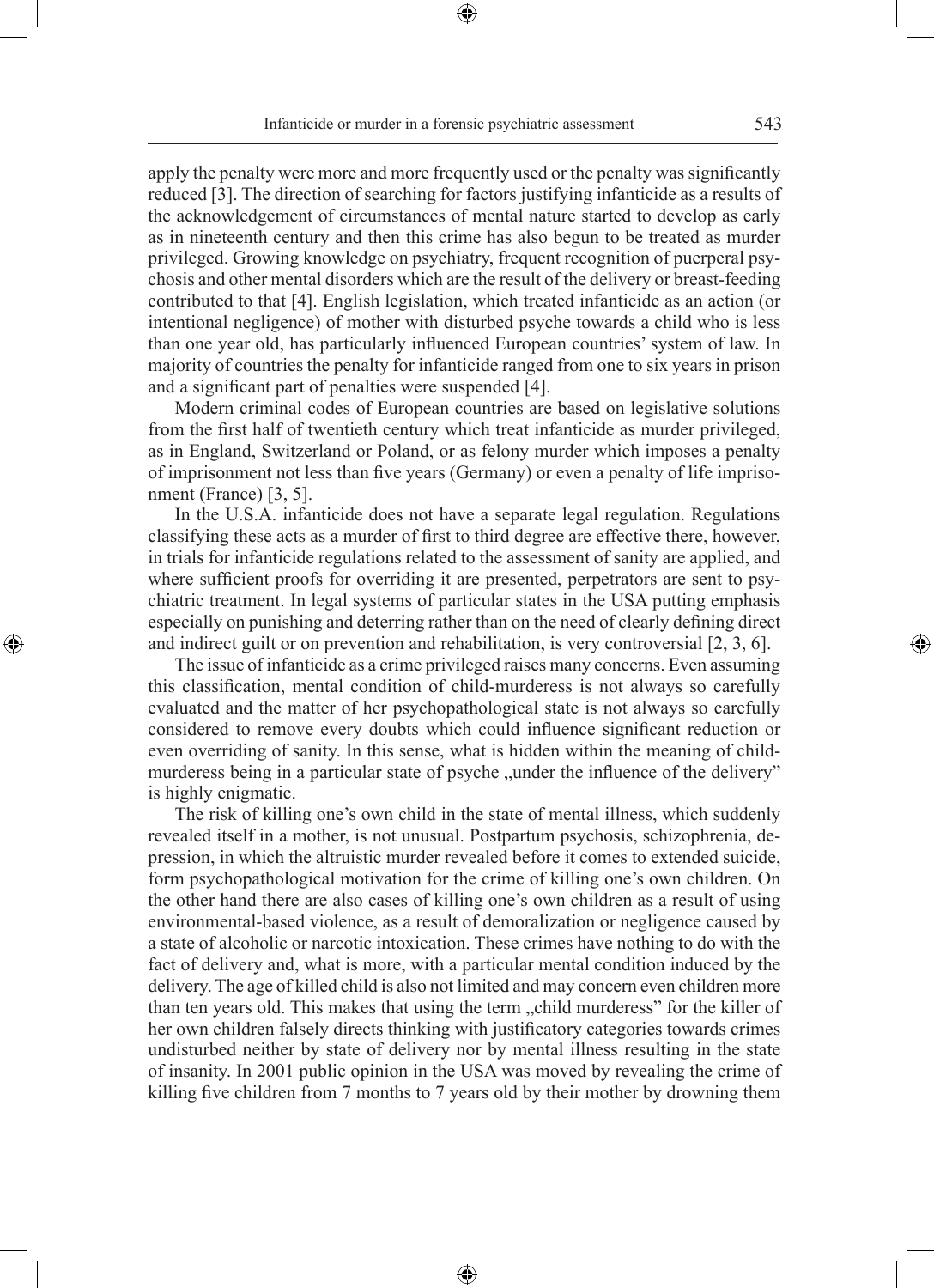apply the penalty were more and more frequently used or the penalty was significantly reduced [3]. The direction of searching for factors justifying infanticide as a results of the acknowledgement of circumstances of mental nature started to develop as early as in nineteenth century and then this crime has also begun to be treated as murder privileged. Growing knowledge on psychiatry, frequent recognition of puerperal psychosis and other mental disorders which are the result of the delivery or breast-feeding contributed to that [4]. English legislation, which treated infanticide as an action (or intentional negligence) of mother with disturbed psyche towards a child who is less than one year old, has particularly influenced European countries' system of law. In majority of countries the penalty for infanticide ranged from one to six years in prison and a significant part of penalties were suspended [4].

Modern criminal codes of European countries are based on legislative solutions from the first half of twentieth century which treat infanticide as murder privileged, as in England, Switzerland or Poland, or as felony murder which imposes a penalty of imprisonment not less than five years (Germany) or even a penalty of life imprisonment (France) [3, 5].

In the U.S.A. infanticide does not have a separate legal regulation. Regulations classifying these acts as a murder of first to third degree are effective there, however, in trials for infanticide regulations related to the assessment of sanity are applied, and where sufficient proofs for overriding it are presented, perpetrators are sent to psychiatric treatment. In legal systems of particular states in the USA putting emphasis especially on punishing and deterring rather than on the need of clearly defining direct and indirect guilt or on prevention and rehabilitation, is very controversial [2, 3, 6].

The issue of infanticide as a crime privileged raises many concerns. Even assuming this classification, mental condition of child-murderess is not always so carefully evaluated and the matter of her psychopathological state is not always so carefully considered to remove every doubts which could influence significant reduction or even overriding of sanity. In this sense, what is hidden within the meaning of child-murderess being in a particular state of psyche „under the influence of the delivery" is highly enigmatic.

The risk of killing one's own child in the state of mental illness, which suddenly revealed itself in a mother, is not unusual. Postpartum psychosis, schizophrenia, depression, in which the altruistic murder revealed before it comes to extended suicide, form psychopathological motivation for the crime of killing one's own children. On the other hand there are also cases of killing one's own children as a result of using environmental-based violence, as a result of demoralization or negligence caused by a state of alcoholic or narcotic intoxication. These crimes have nothing to do with the fact of delivery and, what is more, with a particular mental condition induced by the delivery. The age of killed child is also not limited and may concern even children more than ten years old. This makes that using the term „child murderess" for the killer of her own children falsely directs thinking with justificatory categories towards crimes undisturbed neither by state of delivery nor by mental illness resulting in the state of insanity. In 2001 public opinion in the USA was moved by revealing the crime of killing five children from 7 months to 7 years old by their mother by drowning them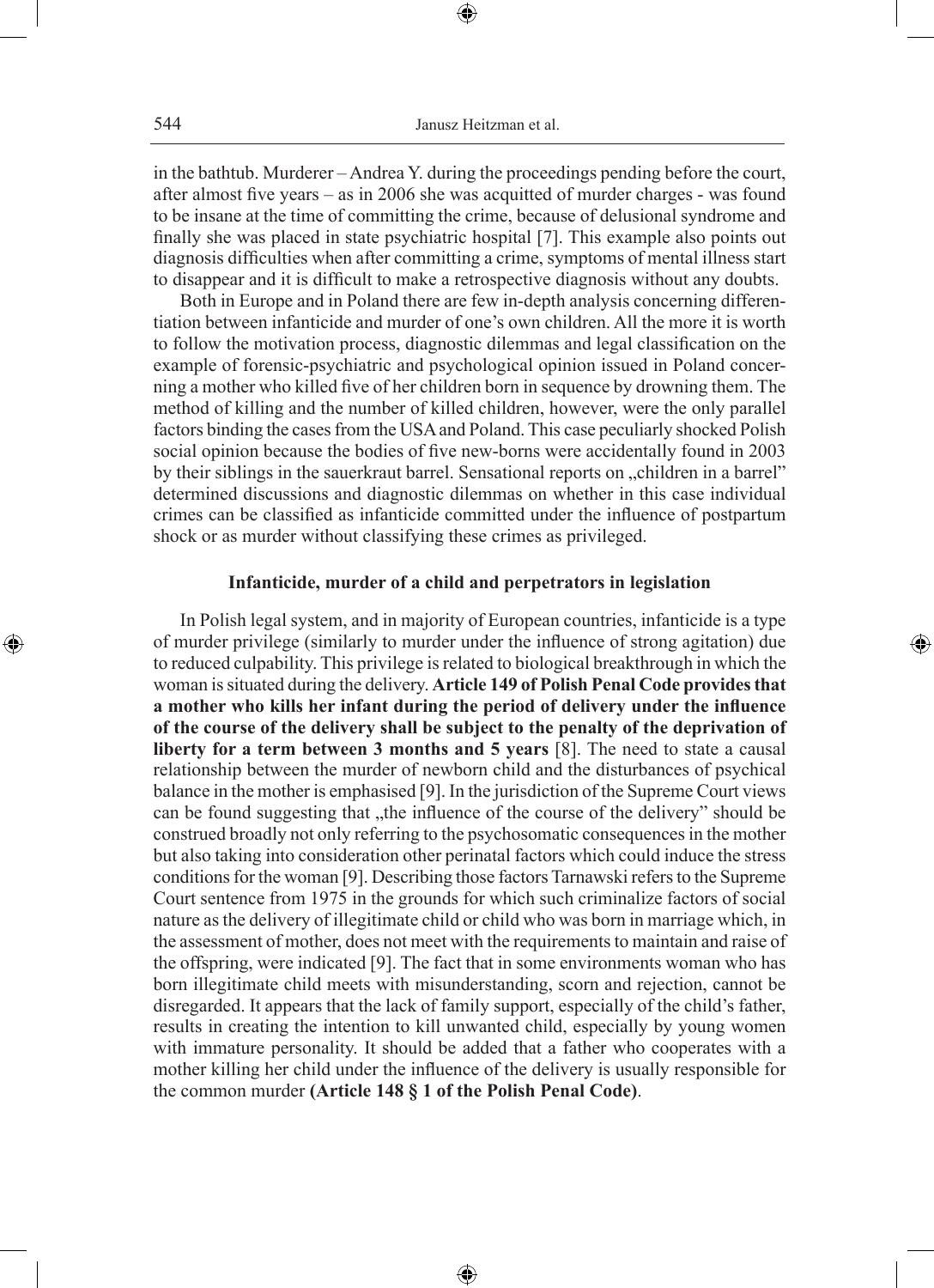in the bathtub. Murderer – Andrea Y. during the proceedings pending before the court, after almost five years – as in 2006 she was acquitted of murder charges - was found to be insane at the time of committing the crime, because of delusional syndrome and finally she was placed in state psychiatric hospital [7]. This example also points out diagnosis difficulties when after committing a crime, symptoms of mental illness start to disappear and it is difficult to make a retrospective diagnosis without any doubts.

Both in Europe and in Poland there are few in-depth analysis concerning differentiation between infanticide and murder of one's own children. All the more it is worth to follow the motivation process, diagnostic dilemmas and legal classification on the example of forensic-psychiatric and psychological opinion issued in Poland concerning a mother who killed five of her children born in sequence by drowning them. The method of killing and the number of killed children, however, were the only parallel factors binding the cases from the USA and Poland. This case peculiarly shocked Polish social opinion because the bodies of five new-borns were accidentally found in 2003 by their siblings in the sauerkraut barrel. Sensational reports on „children in a barrel" determined discussions and diagnostic dilemmas on whether in this case individual crimes can be classified as infanticide committed under the influence of postpartum shock or as murder without classifying these crimes as privileged.

## Infanticide, murder of a child and perpetrators in legislation

In Polish legal system, and in majority of European countries, infanticide is a type of murder privilege (similarly to murder under the influence of strong agitation) due to reduced culpability. This privilege is related to biological breakthrough in which the woman is situated during the delivery. **Article 149 of Polish Penal Code provides that a mother who kills her infant during the period of delivery under the influence of the course of the delivery shall be subject to the penalty of the deprivation of liberty for a term between 3 months and 5 years** [8]. The need to state a causal relationship between the murder of newborn child and the disturbances of psychical balance in the mother is emphasised [9]. In the jurisdiction of the Supreme Court views can be found suggesting that „the influence of the course of the delivery" should be construed broadly not only referring to the psychosomatic consequences in the mother but also taking into consideration other perinatal factors which could induce the stress conditions for the woman [9]. Describing those factors Tarnawski refers to the Supreme Court sentence from 1975 in the grounds for which such criminalize factors of social nature as the delivery of illegitimate child or child who was born in marriage which, in the assessment of mother, does not meet with the requirements to maintain and raise of the offspring, were indicated [9]. The fact that in some environments woman who has born illegitimate child meets with misunderstanding, scorn and rejection, cannot be disregarded. It appears that the lack of family support, especially of the child's father, results in creating the intention to kill unwanted child, especially by young women with immature personality. It should be added that a father who cooperates with a mother killing her child under the influence of the delivery is usually responsible for the common murder **(Article 148 § 1 of the Polish Penal Code)**.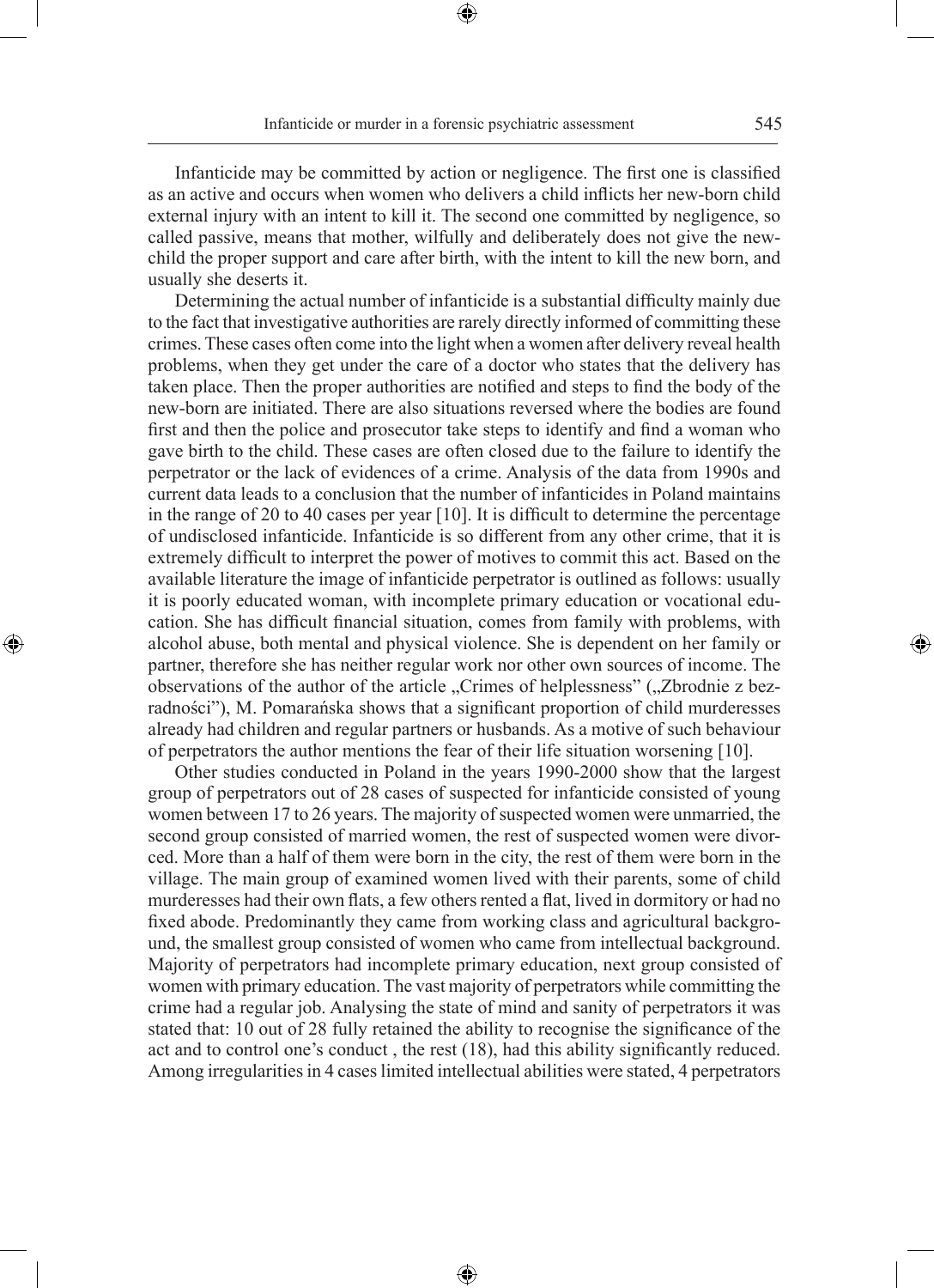Infanticide may be committed by action or negligence. The first one is classified as an active and occurs when women who delivers a child inflicts her new-born child external injury with an intent to kill it. The second one committed by negligence, so called passive, means that mother, wilfully and deliberately does not give the new-child the proper support and care after birth, with the intent to kill the new born, and usually she deserts it.

Determining the actual number of infanticide is a substantial difficulty mainly due to the fact that investigative authorities are rarely directly informed of committing these crimes. These cases often come into the light when a women after delivery reveal health problems, when they get under the care of a doctor who states that the delivery has taken place. Then the proper authorities are notified and steps to find the body of the new-born are initiated. There are also situations reversed where the bodies are found first and then the police and prosecutor take steps to identify and find a woman who gave birth to the child. These cases are often closed due to the failure to identify the perpetrator or the lack of evidences of a crime. Analysis of the data from 1990s and current data leads to a conclusion that the number of infanticides in Poland maintains in the range of 20 to 40 cases per year [10]. It is difficult to determine the percentage of undisclosed infanticide. Infanticide is so different from any other crime, that it is extremely difficult to interpret the power of motives to commit this act. Based on the available literature the image of infanticide perpetrator is outlined as follows: usually it is poorly educated woman, with incomplete primary education or vocational education. She has difficult financial situation, comes from family with problems, with alcohol abuse, both mental and physical violence. She is dependent on her family or partner, therefore she has neither regular work nor other own sources of income. The observations of the author of the article „Crimes of helplessness" („Zbrodnie z bezradności"), M. Pomarańska shows that a significant proportion of child murderesses already had children and regular partners or husbands. As a motive of such behaviour of perpetrators the author mentions the fear of their life situation worsening [10].

Other studies conducted in Poland in the years 1990-2000 show that the largest group of perpetrators out of 28 cases of suspected for infanticide consisted of young women between 17 to 26 years. The majority of suspected women were unmarried, the second group consisted of married women, the rest of suspected women were divorced. More than a half of them were born in the city, the rest of them were born in the village. The main group of examined women lived with their parents, some of child murderesses had their own flats, a few others rented a flat, lived in dormitory or had no fixed abode. Predominantly they came from working class and agricultural background, the smallest group consisted of women who came from intellectual background. Majority of perpetrators had incomplete primary education, next group consisted of women with primary education. The vast majority of perpetrators while committing the crime had a regular job. Analysing the state of mind and sanity of perpetrators it was stated that: 10 out of 28 fully retained the ability to recognise the significance of the act and to control one's conduct , the rest (18), had this ability significantly reduced. Among irregularities in 4 cases limited intellectual abilities were stated, 4 perpetrators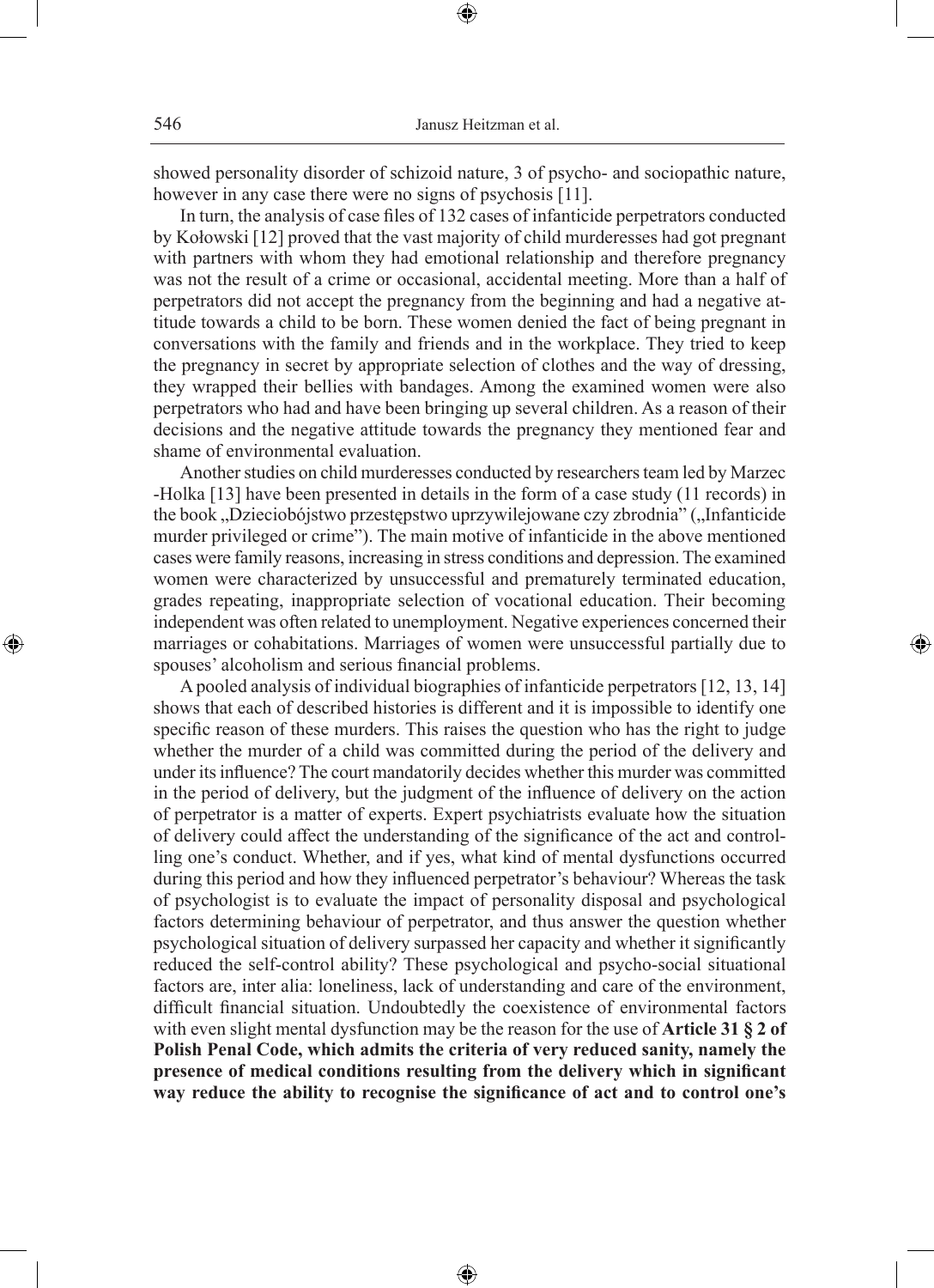showed personality disorder of schizoid nature, 3 of psycho- and sociopathic nature, however in any case there were no signs of psychosis [11].

In turn, the analysis of case files of 132 cases of infanticide perpetrators conducted by Kołowski [12] proved that the vast majority of child murderesses had got pregnant with partners with whom they had emotional relationship and therefore pregnancy was not the result of a crime or occasional, accidental meeting. More than a half of perpetrators did not accept the pregnancy from the beginning and had a negative attitude towards a child to be born. These women denied the fact of being pregnant in conversations with the family and friends and in the workplace. They tried to keep the pregnancy in secret by appropriate selection of clothes and the way of dressing, they wrapped their bellies with bandages. Among the examined women were also perpetrators who had and have been bringing up several children. As a reason of their decisions and the negative attitude towards the pregnancy they mentioned fear and shame of environmental evaluation.

Another studies on child murderesses conducted by researchers team led by Marzec -Holka [13] have been presented in details in the form of a case study (11 records) in the book „Dzieciobójstwo przestępstwo uprzywilejowane czy zbrodnia" („Infanticide murder privileged or crime"). The main motive of infanticide in the above mentioned cases were family reasons, increasing in stress conditions and depression. The examined women were characterized by unsuccessful and prematurely terminated education, grades repeating, inappropriate selection of vocational education. Their becoming independent was often related to unemployment. Negative experiences concerned their marriages or cohabitations. Marriages of women were unsuccessful partially due to spouses' alcoholism and serious financial problems.

A pooled analysis of individual biographies of infanticide perpetrators [12, 13, 14] shows that each of described histories is different and it is impossible to identify one specific reason of these murders. This raises the question who has the right to judge whether the murder of a child was committed during the period of the delivery and under its influence? The court mandatorily decides whether this murder was committed in the period of delivery, but the judgment of the influence of delivery on the action of perpetrator is a matter of experts. Expert psychiatrists evaluate how the situation of delivery could affect the understanding of the significance of the act and controlling one's conduct. Whether, and if yes, what kind of mental dysfunctions occurred during this period and how they influenced perpetrator's behaviour? Whereas the task of psychologist is to evaluate the impact of personality disposal and psychological factors determining behaviour of perpetrator, and thus answer the question whether psychological situation of delivery surpassed her capacity and whether it significantly reduced the self-control ability? These psychological and psycho-social situational factors are, inter alia: loneliness, lack of understanding and care of the environment, difficult financial situation. Undoubtedly the coexistence of environmental factors with even slight mental dysfunction may be the reason for the use of **Article 31 § 2 of Polish Penal Code, which admits the criteria of very reduced sanity, namely the presence of medical conditions resulting from the delivery which in significant way reduce the ability to recognise the significance of act and to control one's**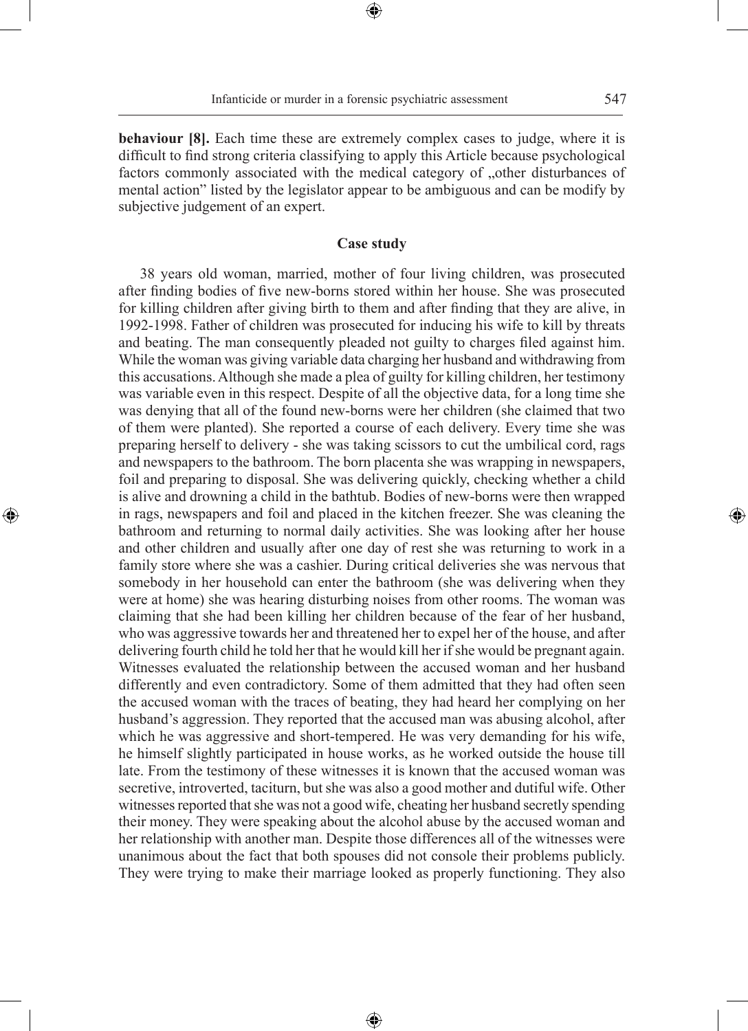**behaviour [8].** Each time these are extremely complex cases to judge, where it is difficult to find strong criteria classifying to apply this Article because psychological factors commonly associated with the medical category of „other disturbances of mental action" listed by the legislator appear to be ambiguous and can be modify by subjective judgement of an expert.

## Case study

38 years old woman, married, mother of four living children, was prosecuted after finding bodies of five new-borns stored within her house. She was prosecuted for killing children after giving birth to them and after finding that they are alive, in 1992-1998. Father of children was prosecuted for inducing his wife to kill by threats and beating. The man consequently pleaded not guilty to charges filed against him. While the woman was giving variable data charging her husband and withdrawing from this accusations. Although she made a plea of guilty for killing children, her testimony was variable even in this respect. Despite of all the objective data, for a long time she was denying that all of the found new-borns were her children (she claimed that two of them were planted). She reported a course of each delivery. Every time she was preparing herself to delivery - she was taking scissors to cut the umbilical cord, rags and newspapers to the bathroom. The born placenta she was wrapping in newspapers, foil and preparing to disposal. She was delivering quickly, checking whether a child is alive and drowning a child in the bathtub. Bodies of new-borns were then wrapped in rags, newspapers and foil and placed in the kitchen freezer. She was cleaning the bathroom and returning to normal daily activities. She was looking after her house and other children and usually after one day of rest she was returning to work in a family store where she was a cashier. During critical deliveries she was nervous that somebody in her household can enter the bathroom (she was delivering when they were at home) she was hearing disturbing noises from other rooms. The woman was claiming that she had been killing her children because of the fear of her husband, who was aggressive towards her and threatened her to expel her of the house, and after delivering fourth child he told her that he would kill her if she would be pregnant again. Witnesses evaluated the relationship between the accused woman and her husband differently and even contradictory. Some of them admitted that they had often seen the accused woman with the traces of beating, they had heard her complying on her husband's aggression. They reported that the accused man was abusing alcohol, after which he was aggressive and short-tempered. He was very demanding for his wife, he himself slightly participated in house works, as he worked outside the house till late. From the testimony of these witnesses it is known that the accused woman was secretive, introverted, taciturn, but she was also a good mother and dutiful wife. Other witnesses reported that she was not a good wife, cheating her husband secretly spending their money. They were speaking about the alcohol abuse by the accused woman and her relationship with another man. Despite those differences all of the witnesses were unanimous about the fact that both spouses did not console their problems publicly. They were trying to make their marriage looked as properly functioning. They also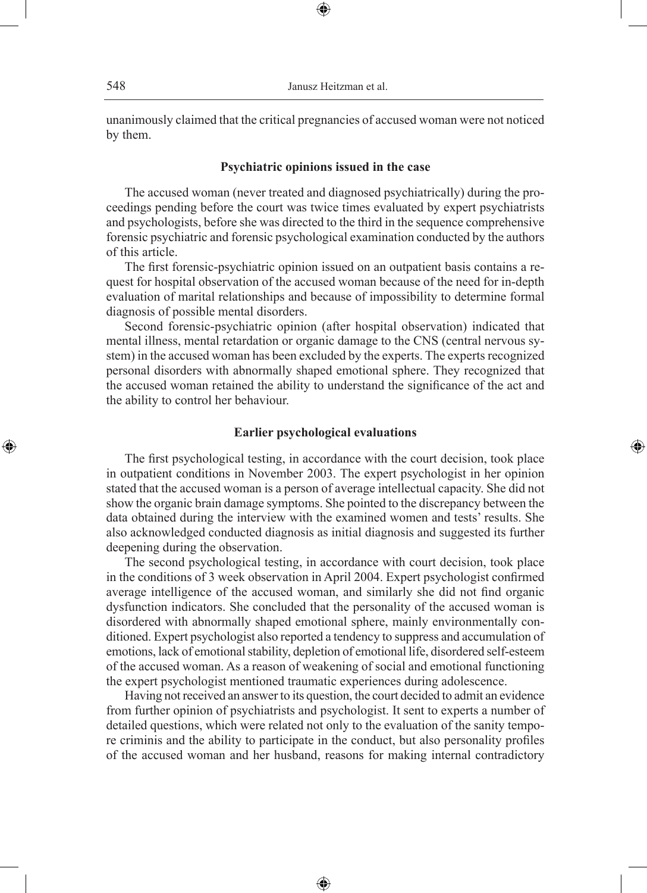unanimously claimed that the critical pregnancies of accused woman were not noticed by them.

### Psychiatric opinions issued in the case

The accused woman (never treated and diagnosed psychiatrically) during the proceedings pending before the court was twice times evaluated by expert psychiatrists and psychologists, before she was directed to the third in the sequence comprehensive forensic psychiatric and forensic psychological examination conducted by the authors of this article.

The first forensic-psychiatric opinion issued on an outpatient basis contains a request for hospital observation of the accused woman because of the need for in-depth evaluation of marital relationships and because of impossibility to determine formal diagnosis of possible mental disorders.

Second forensic-psychiatric opinion (after hospital observation) indicated that mental illness, mental retardation or organic damage to the CNS (central nervous system) in the accused woman has been excluded by the experts. The experts recognized personal disorders with abnormally shaped emotional sphere. They recognized that the accused woman retained the ability to understand the significance of the act and the ability to control her behaviour.

### Earlier psychological evaluations

The first psychological testing, in accordance with the court decision, took place in outpatient conditions in November 2003. The expert psychologist in her opinion stated that the accused woman is a person of average intellectual capacity. She did not show the organic brain damage symptoms. She pointed to the discrepancy between the data obtained during the interview with the examined women and tests' results. She also acknowledged conducted diagnosis as initial diagnosis and suggested its further deepening during the observation.

The second psychological testing, in accordance with court decision, took place in the conditions of 3 week observation in April 2004. Expert psychologist confirmed average intelligence of the accused woman, and similarly she did not find organic dysfunction indicators. She concluded that the personality of the accused woman is disordered with abnormally shaped emotional sphere, mainly environmentally conditioned. Expert psychologist also reported a tendency to suppress and accumulation of emotions, lack of emotional stability, depletion of emotional life, disordered self-esteem of the accused woman. As a reason of weakening of social and emotional functioning the expert psychologist mentioned traumatic experiences during adolescence.

Having not received an answer to its question, the court decided to admit an evidence from further opinion of psychiatrists and psychologist. It sent to experts a number of detailed questions, which were related not only to the evaluation of the sanity tempore criminis and the ability to participate in the conduct, but also personality profiles of the accused woman and her husband, reasons for making internal contradictory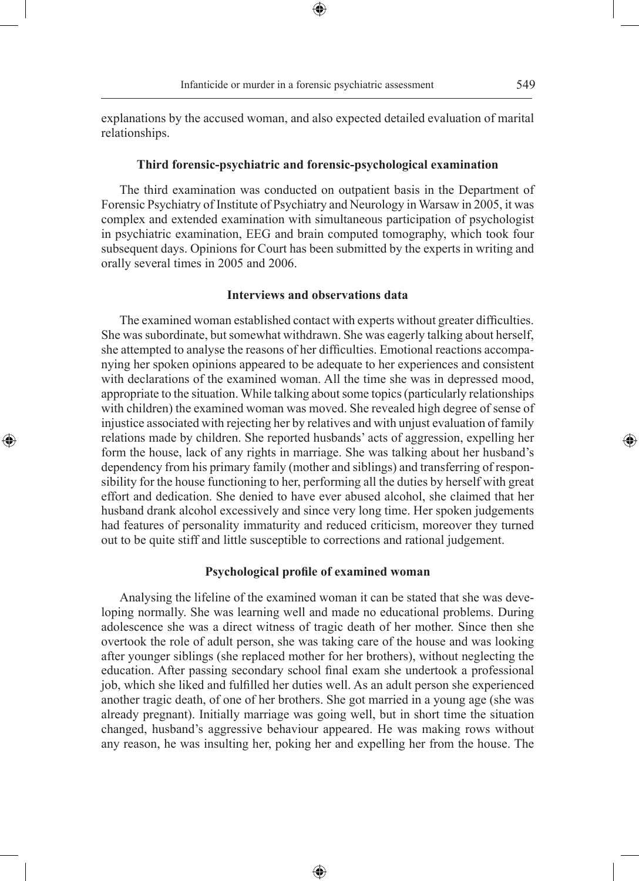explanations by the accused woman, and also expected detailed evaluation of marital relationships.

### Third forensic-psychiatric and forensic-psychological examination

The third examination was conducted on outpatient basis in the Department of Forensic Psychiatry of Institute of Psychiatry and Neurology in Warsaw in 2005, it was complex and extended examination with simultaneous participation of psychologist in psychiatric examination, EEG and brain computed tomography, which took four subsequent days. Opinions for Court has been submitted by the experts in writing and orally several times in 2005 and 2006.

### Interviews and observations data

The examined woman established contact with experts without greater difficulties. She was subordinate, but somewhat withdrawn. She was eagerly talking about herself, she attempted to analyse the reasons of her difficulties. Emotional reactions accompanying her spoken opinions appeared to be adequate to her experiences and consistent with declarations of the examined woman. All the time she was in depressed mood, appropriate to the situation. While talking about some topics (particularly relationships with children) the examined woman was moved. She revealed high degree of sense of injustice associated with rejecting her by relatives and with unjust evaluation of family relations made by children. She reported husbands' acts of aggression, expelling her form the house, lack of any rights in marriage. She was talking about her husband's dependency from his primary family (mother and siblings) and transferring of responsibility for the house functioning to her, performing all the duties by herself with great effort and dedication. She denied to have ever abused alcohol, she claimed that her husband drank alcohol excessively and since very long time. Her spoken judgements had features of personality immaturity and reduced criticism, moreover they turned out to be quite stiff and little susceptible to corrections and rational judgement.

### Psychological profile of examined woman

Analysing the lifeline of the examined woman it can be stated that she was developing normally. She was learning well and made no educational problems. During adolescence she was a direct witness of tragic death of her mother. Since then she overtook the role of adult person, she was taking care of the house and was looking after younger siblings (she replaced mother for her brothers), without neglecting the education. After passing secondary school final exam she undertook a professional job, which she liked and fulfilled her duties well. As an adult person she experienced another tragic death, of one of her brothers. She got married in a young age (she was already pregnant). Initially marriage was going well, but in short time the situation changed, husband's aggressive behaviour appeared. He was making rows without any reason, he was insulting her, poking her and expelling her from the house. The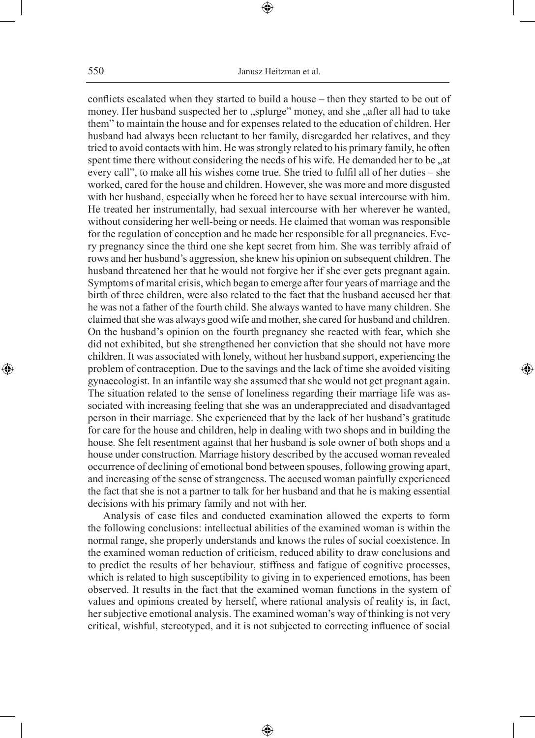conflicts escalated when they started to build a house – then they started to be out of money. Her husband suspected her to „splurge" money, and she „after all had to take them" to maintain the house and for expenses related to the education of children. Her husband had always been reluctant to her family, disregarded her relatives, and they tried to avoid contacts with him. He was strongly related to his primary family, he often spent time there without considering the needs of his wife. He demanded her to be „at every call", to make all his wishes come true. She tried to fulfil all of her duties – she worked, cared for the house and children. However, she was more and more disgusted with her husband, especially when he forced her to have sexual intercourse with him. He treated her instrumentally, had sexual intercourse with her wherever he wanted, without considering her well-being or needs. He claimed that woman was responsible for the regulation of conception and he made her responsible for all pregnancies. Every pregnancy since the third one she kept secret from him. She was terribly afraid of rows and her husband's aggression, she knew his opinion on subsequent children. The husband threatened her that he would not forgive her if she ever gets pregnant again. Symptoms of marital crisis, which began to emerge after four years of marriage and the birth of three children, were also related to the fact that the husband accused her that he was not a father of the fourth child. She always wanted to have many children. She claimed that she was always good wife and mother, she cared for husband and children. On the husband's opinion on the fourth pregnancy she reacted with fear, which she did not exhibited, but she strengthened her conviction that she should not have more children. It was associated with lonely, without her husband support, experiencing the problem of contraception. Due to the savings and the lack of time she avoided visiting gynaecologist. In an infantile way she assumed that she would not get pregnant again. The situation related to the sense of loneliness regarding their marriage life was associated with increasing feeling that she was an underappreciated and disadvantaged person in their marriage. She experienced that by the lack of her husband's gratitude for care for the house and children, help in dealing with two shops and in building the house. She felt resentment against that her husband is sole owner of both shops and a house under construction. Marriage history described by the accused woman revealed occurrence of declining of emotional bond between spouses, following growing apart, and increasing of the sense of strangeness. The accused woman painfully experienced the fact that she is not a partner to talk for her husband and that he is making essential decisions with his primary family and not with her.

Analysis of case files and conducted examination allowed the experts to form the following conclusions: intellectual abilities of the examined woman is within the normal range, she properly understands and knows the rules of social coexistence. In the examined woman reduction of criticism, reduced ability to draw conclusions and to predict the results of her behaviour, stiffness and fatigue of cognitive processes, which is related to high susceptibility to giving in to experienced emotions, has been observed. It results in the fact that the examined woman functions in the system of values and opinions created by herself, where rational analysis of reality is, in fact, her subjective emotional analysis. The examined woman's way of thinking is not very critical, wishful, stereotyped, and it is not subjected to correcting influence of social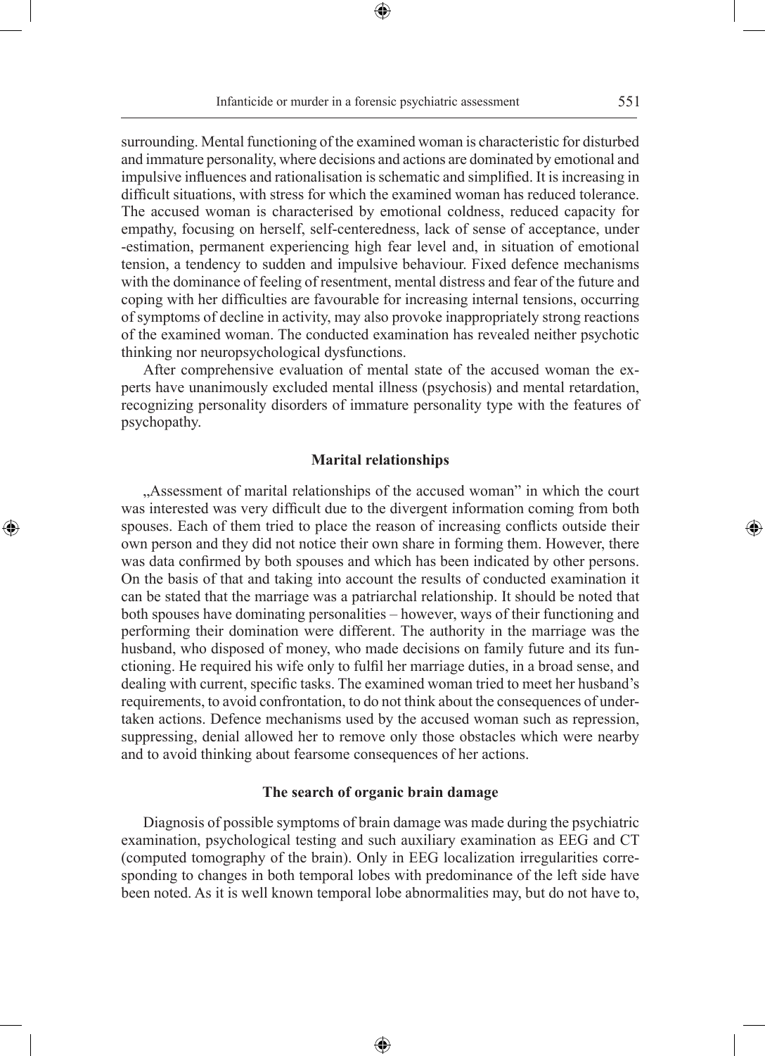surrounding. Mental functioning of the examined woman is characteristic for disturbed and immature personality, where decisions and actions are dominated by emotional and impulsive influences and rationalisation is schematic and simplified. It is increasing in difficult situations, with stress for which the examined woman has reduced tolerance. The accused woman is characterised by emotional coldness, reduced capacity for empathy, focusing on herself, self-centeredness, lack of sense of acceptance, under -estimation, permanent experiencing high fear level and, in situation of emotional tension, a tendency to sudden and impulsive behaviour. Fixed defence mechanisms with the dominance of feeling of resentment, mental distress and fear of the future and coping with her difficulties are favourable for increasing internal tensions, occurring of symptoms of decline in activity, may also provoke inappropriately strong reactions of the examined woman. The conducted examination has revealed neither psychotic thinking nor neuropsychological dysfunctions.

After comprehensive evaluation of mental state of the accused woman the experts have unanimously excluded mental illness (psychosis) and mental retardation, recognizing personality disorders of immature personality type with the features of psychopathy.

### Marital relationships

„Assessment of marital relationships of the accused woman" in which the court was interested was very difficult due to the divergent information coming from both spouses. Each of them tried to place the reason of increasing conflicts outside their own person and they did not notice their own share in forming them. However, there was data confirmed by both spouses and which has been indicated by other persons. On the basis of that and taking into account the results of conducted examination it can be stated that the marriage was a patriarchal relationship. It should be noted that both spouses have dominating personalities – however, ways of their functioning and performing their domination were different. The authority in the marriage was the husband, who disposed of money, who made decisions on family future and its functioning. He required his wife only to fulfil her marriage duties, in a broad sense, and dealing with current, specific tasks. The examined woman tried to meet her husband's requirements, to avoid confrontation, to do not think about the consequences of undertaken actions. Defence mechanisms used by the accused woman such as repression, suppressing, denial allowed her to remove only those obstacles which were nearby and to avoid thinking about fearsome consequences of her actions.

### The search of organic brain damage

Diagnosis of possible symptoms of brain damage was made during the psychiatric examination, psychological testing and such auxiliary examination as EEG and CT (computed tomography of the brain). Only in EEG localization irregularities corresponding to changes in both temporal lobes with predominance of the left side have been noted. As it is well known temporal lobe abnormalities may, but do not have to,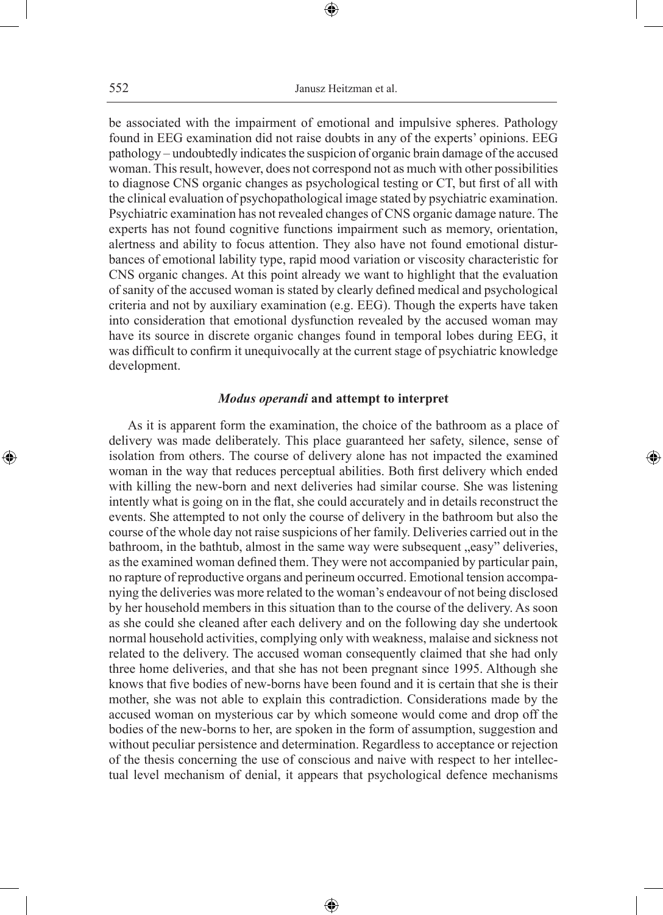be associated with the impairment of emotional and impulsive spheres. Pathology found in EEG examination did not raise doubts in any of the experts' opinions. EEG pathology – undoubtedly indicates the suspicion of organic brain damage of the accused woman. This result, however, does not correspond not as much with other possibilities to diagnose CNS organic changes as psychological testing or CT, but first of all with the clinical evaluation of psychopathological image stated by psychiatric examination. Psychiatric examination has not revealed changes of CNS organic damage nature. The experts has not found cognitive functions impairment such as memory, orientation, alertness and ability to focus attention. They also have not found emotional disturbances of emotional lability type, rapid mood variation or viscosity characteristic for CNS organic changes. At this point already we want to highlight that the evaluation of sanity of the accused woman is stated by clearly defined medical and psychological criteria and not by auxiliary examination (e.g. EEG). Though the experts have taken into consideration that emotional dysfunction revealed by the accused woman may have its source in discrete organic changes found in temporal lobes during EEG, it was difficult to confirm it unequivocally at the current stage of psychiatric knowledge development.

### *Modus operandi* and attempt to interpret

As it is apparent form the examination, the choice of the bathroom as a place of delivery was made deliberately. This place guaranteed her safety, silence, sense of isolation from others. The course of delivery alone has not impacted the examined woman in the way that reduces perceptual abilities. Both first delivery which ended with killing the new-born and next deliveries had similar course. She was listening intently what is going on in the flat, she could accurately and in details reconstruct the events. She attempted to not only the course of delivery in the bathroom but also the course of the whole day not raise suspicions of her family. Deliveries carried out in the bathroom, in the bathtub, almost in the same way were subsequent „easy" deliveries, as the examined woman defined them. They were not accompanied by particular pain, no rapture of reproductive organs and perineum occurred. Emotional tension accompanying the deliveries was more related to the woman's endeavour of not being disclosed by her household members in this situation than to the course of the delivery. As soon as she could she cleaned after each delivery and on the following day she undertook normal household activities, complying only with weakness, malaise and sickness not related to the delivery. The accused woman consequently claimed that she had only three home deliveries, and that she has not been pregnant since 1995. Although she knows that five bodies of new-borns have been found and it is certain that she is their mother, she was not able to explain this contradiction. Considerations made by the accused woman on mysterious car by which someone would come and drop off the bodies of the new-borns to her, are spoken in the form of assumption, suggestion and without peculiar persistence and determination. Regardless to acceptance or rejection of the thesis concerning the use of conscious and naive with respect to her intellectual level mechanism of denial, it appears that psychological defence mechanisms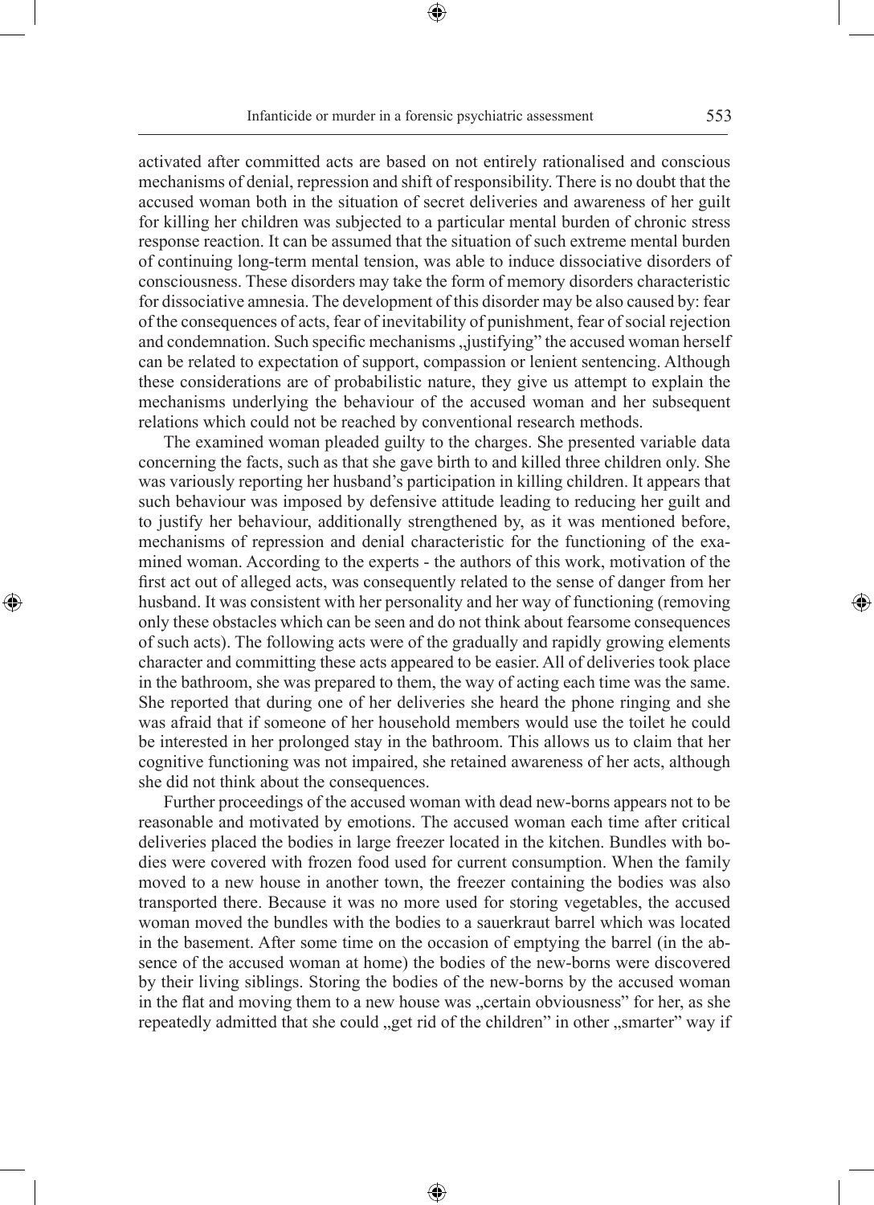activated after committed acts are based on not entirely rationalised and conscious mechanisms of denial, repression and shift of responsibility. There is no doubt that the accused woman both in the situation of secret deliveries and awareness of her guilt for killing her children was subjected to a particular mental burden of chronic stress response reaction. It can be assumed that the situation of such extreme mental burden of continuing long-term mental tension, was able to induce dissociative disorders of consciousness. These disorders may take the form of memory disorders characteristic for dissociative amnesia. The development of this disorder may be also caused by: fear of the consequences of acts, fear of inevitability of punishment, fear of social rejection and condemnation. Such specific mechanisms „justifying" the accused woman herself can be related to expectation of support, compassion or lenient sentencing. Although these considerations are of probabilistic nature, they give us attempt to explain the mechanisms underlying the behaviour of the accused woman and her subsequent relations which could not be reached by conventional research methods.

The examined woman pleaded guilty to the charges. She presented variable data concerning the facts, such as that she gave birth to and killed three children only. She was variously reporting her husband's participation in killing children. It appears that such behaviour was imposed by defensive attitude leading to reducing her guilt and to justify her behaviour, additionally strengthened by, as it was mentioned before, mechanisms of repression and denial characteristic for the functioning of the examined woman. According to the experts - the authors of this work, motivation of the first act out of alleged acts, was consequently related to the sense of danger from her husband. It was consistent with her personality and her way of functioning (removing only these obstacles which can be seen and do not think about fearsome consequences of such acts). The following acts were of the gradually and rapidly growing elements character and committing these acts appeared to be easier. All of deliveries took place in the bathroom, she was prepared to them, the way of acting each time was the same. She reported that during one of her deliveries she heard the phone ringing and she was afraid that if someone of her household members would use the toilet he could be interested in her prolonged stay in the bathroom. This allows us to claim that her cognitive functioning was not impaired, she retained awareness of her acts, although she did not think about the consequences.

Further proceedings of the accused woman with dead new-borns appears not to be reasonable and motivated by emotions. The accused woman each time after critical deliveries placed the bodies in large freezer located in the kitchen. Bundles with bodies were covered with frozen food used for current consumption. When the family moved to a new house in another town, the freezer containing the bodies was also transported there. Because it was no more used for storing vegetables, the accused woman moved the bundles with the bodies to a sauerkraut barrel which was located in the basement. After some time on the occasion of emptying the barrel (in the absence of the accused woman at home) the bodies of the new-borns were discovered by their living siblings. Storing the bodies of the new-borns by the accused woman in the flat and moving them to a new house was „certain obviousness" for her, as she repeatedly admitted that she could „get rid of the children" in other „smarter" way if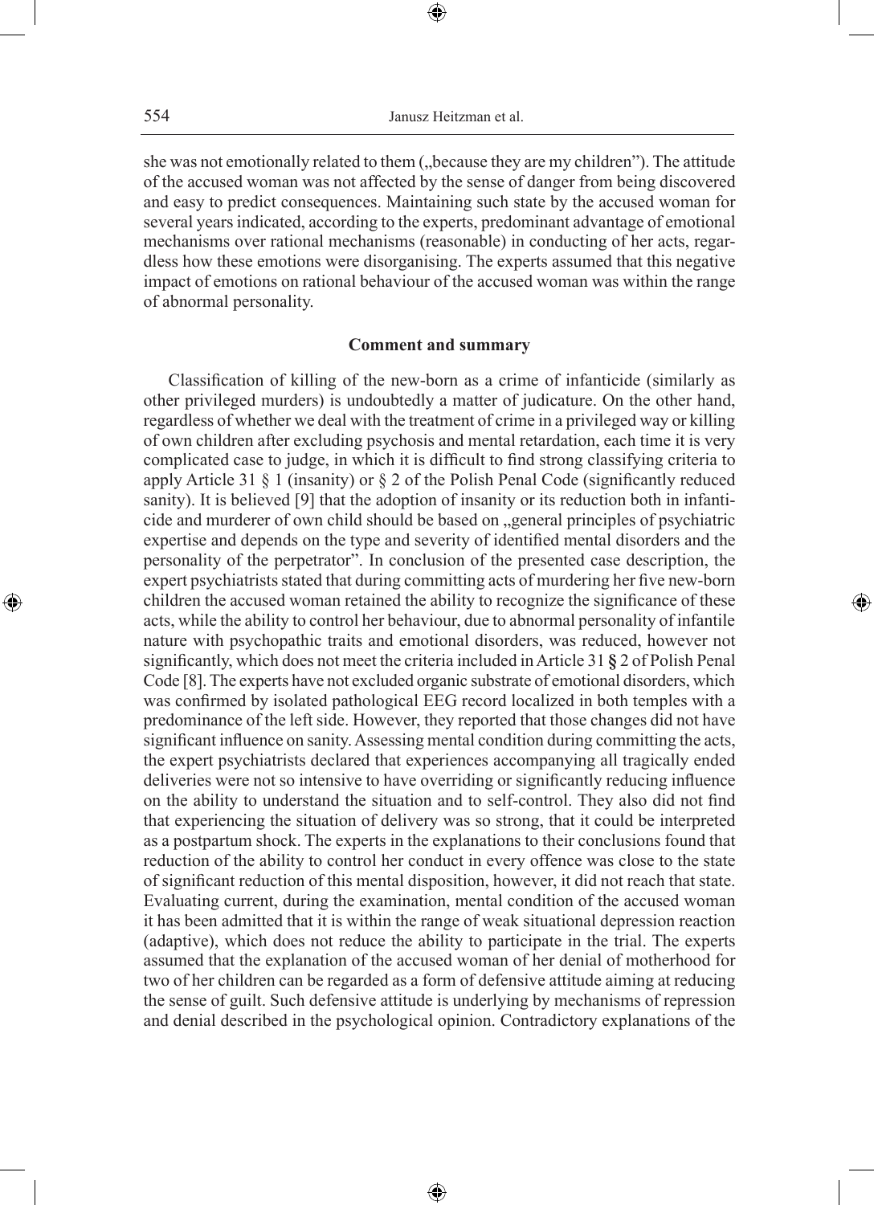she was not emotionally related to them („because they are my children"). The attitude of the accused woman was not affected by the sense of danger from being discovered and easy to predict consequences. Maintaining such state by the accused woman for several years indicated, according to the experts, predominant advantage of emotional mechanisms over rational mechanisms (reasonable) in conducting of her acts, regardless how these emotions were disorganising. The experts assumed that this negative impact of emotions on rational behaviour of the accused woman was within the range of abnormal personality.

## Comment and summary

Classification of killing of the new-born as a crime of infanticide (similarly as other privileged murders) is undoubtedly a matter of judicature. On the other hand, regardless of whether we deal with the treatment of crime in a privileged way or killing of own children after excluding psychosis and mental retardation, each time it is very complicated case to judge, in which it is difficult to find strong classifying criteria to apply Article 31 § 1 (insanity) or § 2 of the Polish Penal Code (significantly reduced sanity). It is believed [9] that the adoption of insanity or its reduction both in infanticide and murderer of own child should be based on „general principles of psychiatric expertise and depends on the type and severity of identified mental disorders and the personality of the perpetrator". In conclusion of the presented case description, the expert psychiatrists stated that during committing acts of murdering her five new-born children the accused woman retained the ability to recognize the significance of these acts, while the ability to control her behaviour, due to abnormal personality of infantile nature with psychopathic traits and emotional disorders, was reduced, however not significantly, which does not meet the criteria included in Article 31 **§** 2 of Polish Penal Code [8]. The experts have not excluded organic substrate of emotional disorders, which was confirmed by isolated pathological EEG record localized in both temples with a predominance of the left side. However, they reported that those changes did not have significant influence on sanity. Assessing mental condition during committing the acts, the expert psychiatrists declared that experiences accompanying all tragically ended deliveries were not so intensive to have overriding or significantly reducing influence on the ability to understand the situation and to self-control. They also did not find that experiencing the situation of delivery was so strong, that it could be interpreted as a postpartum shock. The experts in the explanations to their conclusions found that reduction of the ability to control her conduct in every offence was close to the state of significant reduction of this mental disposition, however, it did not reach that state. Evaluating current, during the examination, mental condition of the accused woman it has been admitted that it is within the range of weak situational depression reaction (adaptive), which does not reduce the ability to participate in the trial. The experts assumed that the explanation of the accused woman of her denial of motherhood for two of her children can be regarded as a form of defensive attitude aiming at reducing the sense of guilt. Such defensive attitude is underlying by mechanisms of repression and denial described in the psychological opinion. Contradictory explanations of the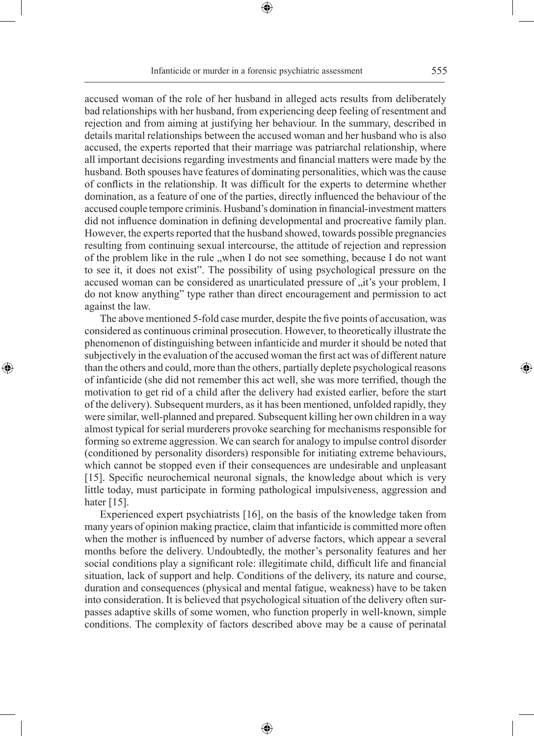accused woman of the role of her husband in alleged acts results from deliberately bad relationships with her husband, from experiencing deep feeling of resentment and rejection and from aiming at justifying her behaviour. In the summary, described in details marital relationships between the accused woman and her husband who is also accused, the experts reported that their marriage was patriarchal relationship, where all important decisions regarding investments and financial matters were made by the husband. Both spouses have features of dominating personalities, which was the cause of conflicts in the relationship. It was difficult for the experts to determine whether domination, as a feature of one of the parties, directly influenced the behaviour of the accused couple tempore criminis. Husband's domination in financial-investment matters did not influence domination in defining developmental and procreative family plan. However, the experts reported that the husband showed, towards possible pregnancies resulting from continuing sexual intercourse, the attitude of rejection and repression of the problem like in the rule „when I do not see something, because I do not want to see it, it does not exist". The possibility of using psychological pressure on the accused woman can be considered as unarticulated pressure of „it's your problem, I do not know anything" type rather than direct encouragement and permission to act against the law.

The above mentioned 5-fold case murder, despite the five points of accusation, was considered as continuous criminal prosecution. However, to theoretically illustrate the phenomenon of distinguishing between infanticide and murder it should be noted that subjectively in the evaluation of the accused woman the first act was of different nature than the others and could, more than the others, partially deplete psychological reasons of infanticide (she did not remember this act well, she was more terrified, though the motivation to get rid of a child after the delivery had existed earlier, before the start of the delivery). Subsequent murders, as it has been mentioned, unfolded rapidly, they were similar, well-planned and prepared. Subsequent killing her own children in a way almost typical for serial murderers provoke searching for mechanisms responsible for forming so extreme aggression. We can search for analogy to impulse control disorder (conditioned by personality disorders) responsible for initiating extreme behaviours, which cannot be stopped even if their consequences are undesirable and unpleasant [15]. Specific neurochemical neuronal signals, the knowledge about which is very little today, must participate in forming pathological impulsiveness, aggression and hater [15].

Experienced expert psychiatrists [16], on the basis of the knowledge taken from many years of opinion making practice, claim that infanticide is committed more often when the mother is influenced by number of adverse factors, which appear a several months before the delivery. Undoubtedly, the mother's personality features and her social conditions play a significant role: illegitimate child, difficult life and financial situation, lack of support and help. Conditions of the delivery, its nature and course, duration and consequences (physical and mental fatigue, weakness) have to be taken into consideration. It is believed that psychological situation of the delivery often surpasses adaptive skills of some women, who function properly in well-known, simple conditions. The complexity of factors described above may be a cause of perinatal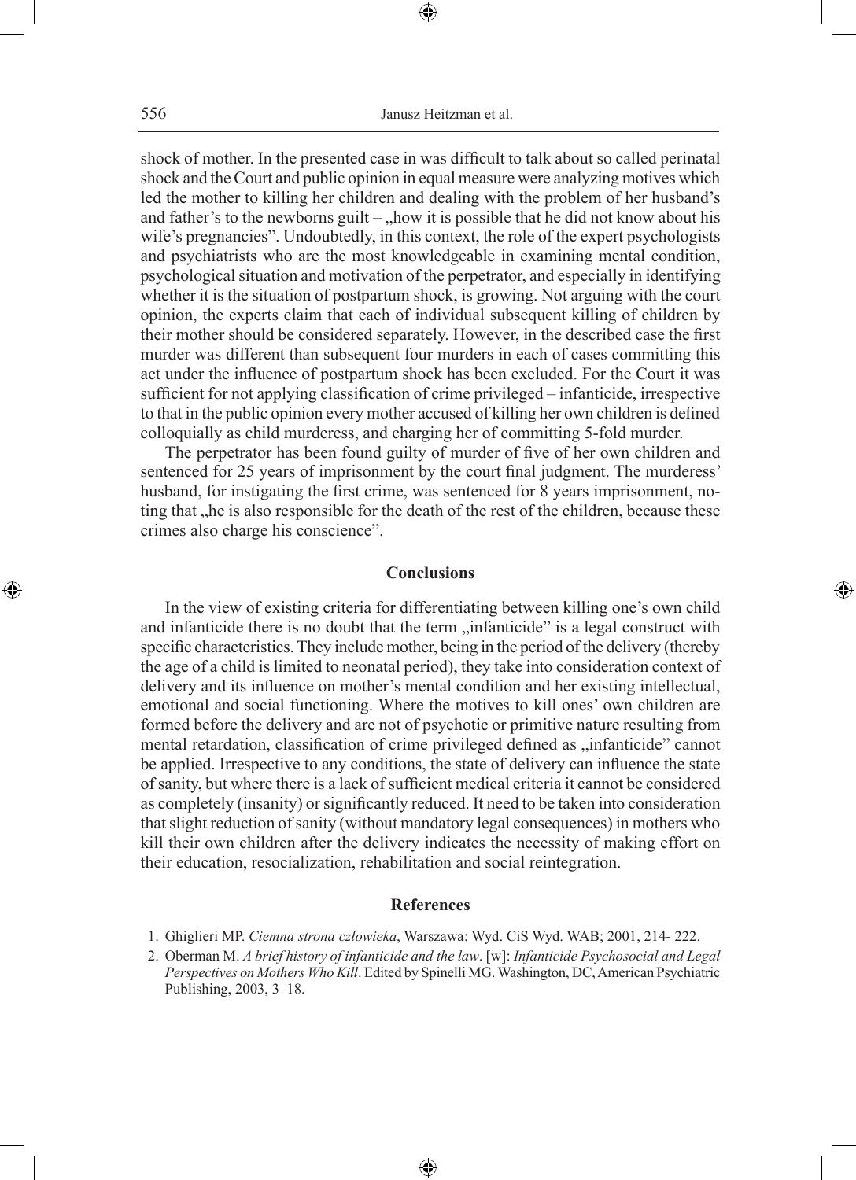shock of mother. In the presented case in was difficult to talk about so called perinatal shock and the Court and public opinion in equal measure were analyzing motives which led the mother to killing her children and dealing with the problem of her husband's and father's to the newborns guilt – „how it is possible that he did not know about his wife's pregnancies". Undoubtedly, in this context, the role of the expert psychologists and psychiatrists who are the most knowledgeable in examining mental condition, psychological situation and motivation of the perpetrator, and especially in identifying whether it is the situation of postpartum shock, is growing. Not arguing with the court opinion, the experts claim that each of individual subsequent killing of children by their mother should be considered separately. However, in the described case the first murder was different than subsequent four murders in each of cases committing this act under the influence of postpartum shock has been excluded. For the Court it was sufficient for not applying classification of crime privileged – infanticide, irrespective to that in the public opinion every mother accused of killing her own children is defined colloquially as child murderess, and charging her of committing 5-fold murder.

The perpetrator has been found guilty of murder of five of her own children and sentenced for 25 years of imprisonment by the court final judgment. The murderess' husband, for instigating the first crime, was sentenced for 8 years imprisonment, noting that „he is also responsible for the death of the rest of the children, because these crimes also charge his conscience".

## Conclusions

In the view of existing criteria for differentiating between killing one's own child and infanticide there is no doubt that the term „infanticide" is a legal construct with specific characteristics. They include mother, being in the period of the delivery (thereby the age of a child is limited to neonatal period), they take into consideration context of delivery and its influence on mother's mental condition and her existing intellectual, emotional and social functioning. Where the motives to kill ones' own children are formed before the delivery and are not of psychotic or primitive nature resulting from mental retardation, classification of crime privileged defined as „infanticide" cannot be applied. Irrespective to any conditions, the state of delivery can influence the state of sanity, but where there is a lack of sufficient medical criteria it cannot be considered as completely (insanity) or significantly reduced. It need to be taken into consideration that slight reduction of sanity (without mandatory legal consequences) in mothers who kill their own children after the delivery indicates the necessity of making effort on their education, resocialization, rehabilitation and social reintegration.

## References

1. Ghiglieri MP. *Ciemna strona człowieka*, Warszawa: Wyd. CiS Wyd. WAB; 2001, 214- 222.
2. Oberman M. *A brief history of infanticide and the law*. [w]: *Infanticide Psychosocial and Legal Perspectives on Mothers Who Kill*. Edited by Spinelli MG. Washington, DC, American Psychiatric Publishing, 2003, 3–18.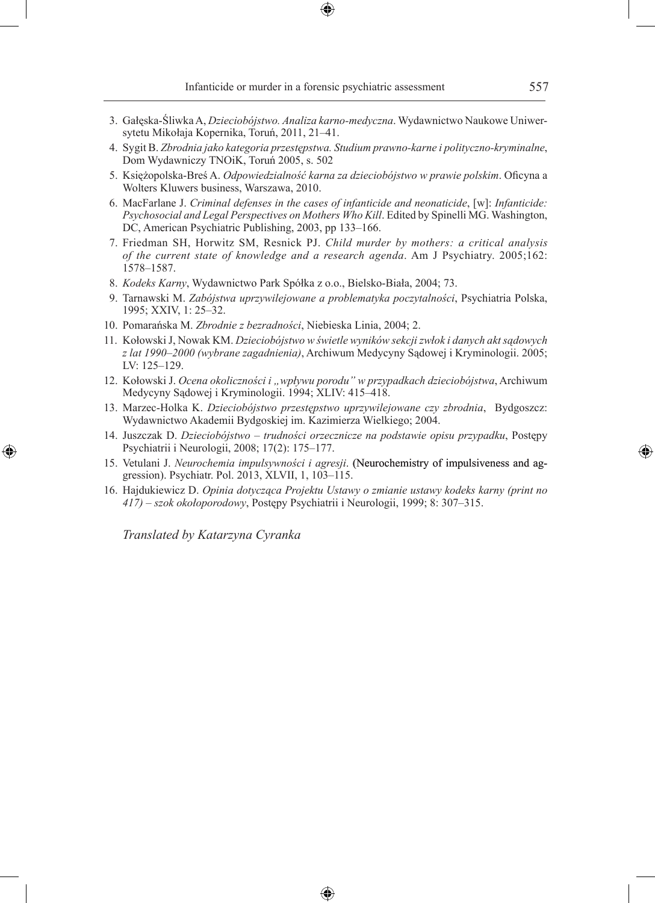3. Gałęska-Śliwka A, *Dzieciobójstwo. Analiza karno-medyczna*. Wydawnictwo Naukowe Uniwersytetu Mikołaja Kopernika, Toruń, 2011, 21–41.
4. Sygit B. *Zbrodnia jako kategoria przestępstwa. Studium prawno-karne i polityczno-kryminalne*, Dom Wydawniczy TNOiK, Toruń 2005, s. 502
5. Księżopolska-Breś A. *Odpowiedzialność karna za dzieciobójstwo w prawie polskim*. Oficyna a Wolters Kluwers business, Warszawa, 2010.
6. MacFarlane J. *Criminal defenses in the cases of infanticide and neonaticide*, [w]: *Infanticide: Psychosocial and Legal Perspectives on Mothers Who Kill*. Edited by Spinelli MG. Washington, DC, American Psychiatric Publishing, 2003, pp 133–166.
7. Friedman SH, Horwitz SM, Resnick PJ. *Child murder by mothers: a critical analysis of the current state of knowledge and a research agenda*. Am J Psychiatry. 2005;162: 1578–1587.
8. *Kodeks Karny*, Wydawnictwo Park Spółka z o.o., Bielsko-Biała, 2004; 73.
9. Tarnawski M. *Zabójstwa uprzywilejowane a problematyka poczytalności*, Psychiatria Polska, 1995; XXIV, 1: 25–32.
10. Pomarańska M. *Zbrodnie z bezradności*, Niebieska Linia, 2004; 2.
11. Kołowski J, Nowak KM. *Dzieciobójstwo w świetle wyników sekcji zwłok i danych akt sądowych z lat 1990–2000 (wybrane zagadnienia)*, Archiwum Medycyny Sądowej i Kryminologii. 2005; LV: 125–129.
12. Kołowski J. *Ocena okoliczności i „wpływu porodu" w przypadkach dzieciobójstwa*, Archiwum Medycyny Sądowej i Kryminologii. 1994; XLIV: 415–418.
13. Marzec-Holka K. *Dzieciobójstwo przestępstwo uprzywilejowane czy zbrodnia*, Bydgoszcz: Wydawnictwo Akademii Bydgoskiej im. Kazimierza Wielkiego; 2004.
14. Juszczak D. *Dzieciobójstwo – trudności orzecznicze na podstawie opisu przypadku*, Postępy Psychiatrii i Neurologii, 2008; 17(2): 175–177.
15. Vetulani J. *Neurochemia impulsywności i agresji*. (Neurochemistry of impulsiveness and aggression). Psychiatr. Pol. 2013, XLVII, 1, 103–115.
16. Hajdukiewicz D. *Opinia dotycząca Projektu Ustawy o zmianie ustawy kodeks karny (print no 417) – szok okołoporodowy*, Postępy Psychiatrii i Neurologii, 1999; 8: 307–315.

*Translated by Katarzyna Cyranka*